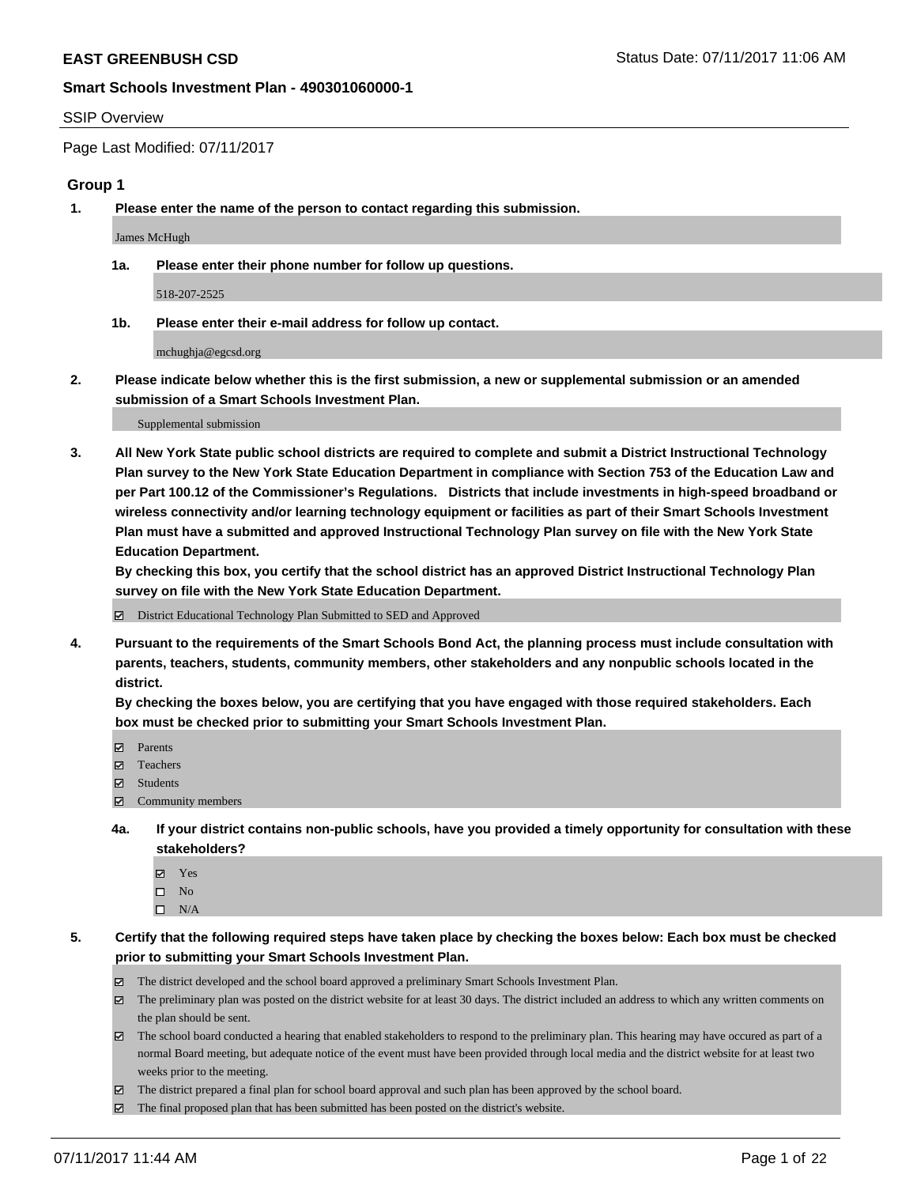**EAST GREENBUSH CSD** Status Date: 07/11/2017 11:06 AM

**Smart Schools Investment Plan - 490301060000-1**

SSIP Overview

Page Last Modified: 07/11/2017

### Group 1

**1. Please enter the name of the person to contact regarding this submission.**

James McHugh

**1a. Please enter their phone number for follow up questions.**

518-207-2525

**1b. Please enter their e-mail address for follow up contact.**

mchughja@egcsd.org

**2. Please indicate below whether this is the first submission, a new or supplemental submission or an amended submission of a Smart Schools Investment Plan.**

Supplemental submission

**3. All New York State public school districts are required to complete and submit a District Instructional Technology Plan survey to the New York State Education Department in compliance with Section 753 of the Education Law and per Part 100.12 of the Commissioner's Regulations. Districts that include investments in high-speed broadband or wireless connectivity and/or learning technology equipment or facilities as part of their Smart Schools Investment Plan must have a submitted and approved Instructional Technology Plan survey on file with the New York State Education Department.**
**By checking this box, you certify that the school district has an approved District Instructional Technology Plan survey on file with the New York State Education Department.**

- [x] District Educational Technology Plan Submitted to SED and Approved

**4. Pursuant to the requirements of the Smart Schools Bond Act, the planning process must include consultation with parents, teachers, students, community members, other stakeholders and any nonpublic schools located in the district.**
**By checking the boxes below, you are certifying that you have engaged with those required stakeholders. Each box must be checked prior to submitting your Smart Schools Investment Plan.**

- [x] Parents
- [x] Teachers
- [x] Students
- [x] Community members

**4a. If your district contains non-public schools, have you provided a timely opportunity for consultation with these stakeholders?**

- [x] Yes
- [ ] No
- [ ] N/A

**5. Certify that the following required steps have taken place by checking the boxes below: Each box must be checked prior to submitting your Smart Schools Investment Plan.**

- [x] The district developed and the school board approved a preliminary Smart Schools Investment Plan.
- [x] The preliminary plan was posted on the district website for at least 30 days. The district included an address to which any written comments on the plan should be sent.
- [x] The school board conducted a hearing that enabled stakeholders to respond to the preliminary plan. This hearing may have occured as part of a normal Board meeting, but adequate notice of the event must have been provided through local media and the district website for at least two weeks prior to the meeting.
- [x] The district prepared a final plan for school board approval and such plan has been approved by the school board.
- [x] The final proposed plan that has been submitted has been posted on the district's website.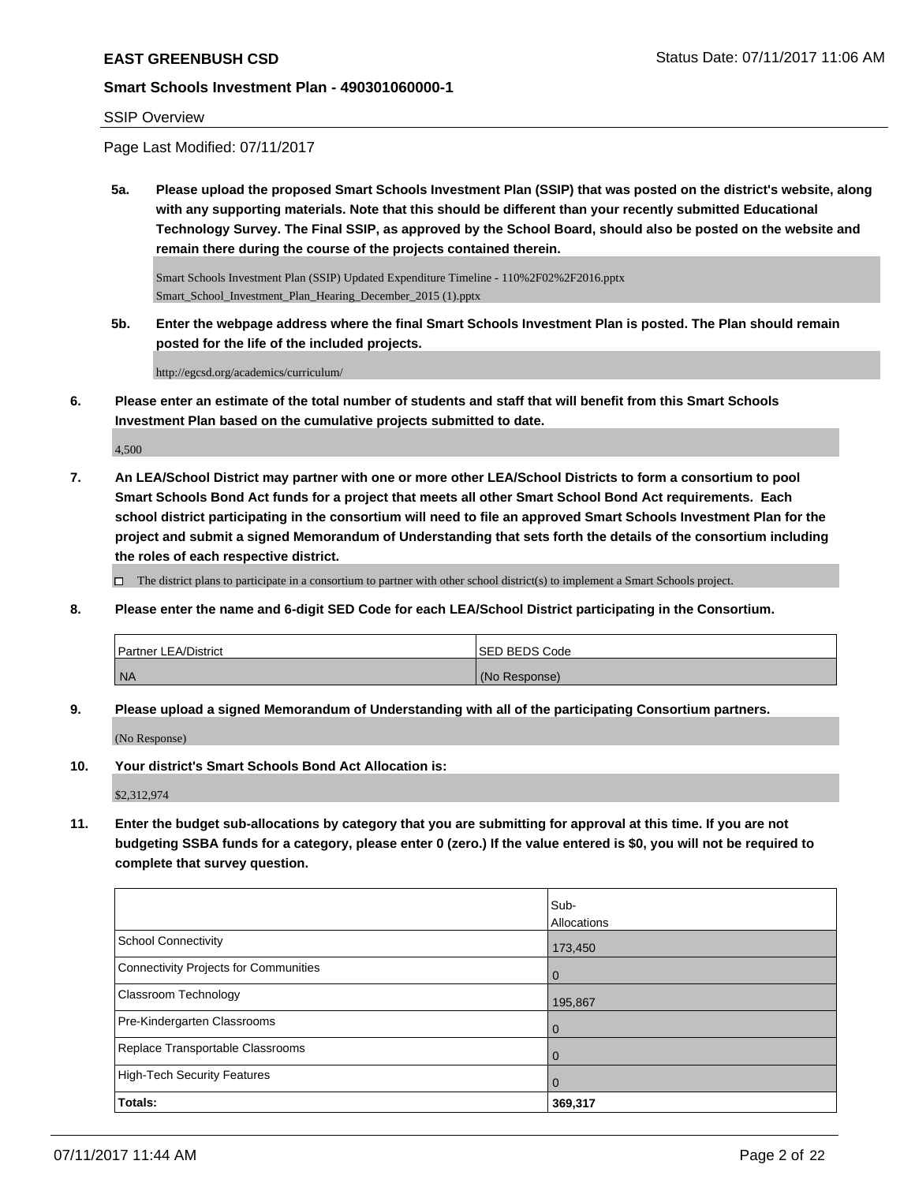**EAST GREENBUSH CSD**

**Smart Schools Investment Plan - 490301060000-1**

SSIP Overview

Page Last Modified: 07/11/2017

**5a. Please upload the proposed Smart Schools Investment Plan (SSIP) that was posted on the district's website, along with any supporting materials. Note that this should be different than your recently submitted Educational Technology Survey. The Final SSIP, as approved by the School Board, should also be posted on the website and remain there during the course of the projects contained therein.**

Smart Schools Investment Plan (SSIP) Updated Expenditure Timeline - 110%2F02%2F2016.pptx
Smart_School_Investment_Plan_Hearing_December_2015 (1).pptx

**5b. Enter the webpage address where the final Smart Schools Investment Plan is posted. The Plan should remain posted for the life of the included projects.**

http://egcsd.org/academics/curriculum/

**6. Please enter an estimate of the total number of students and staff that will benefit from this Smart Schools Investment Plan based on the cumulative projects submitted to date.**

4,500

**7. An LEA/School District may partner with one or more other LEA/School Districts to form a consortium to pool Smart Schools Bond Act funds for a project that meets all other Smart School Bond Act requirements. Each school district participating in the consortium will need to file an approved Smart Schools Investment Plan for the project and submit a signed Memorandum of Understanding that sets forth the details of the consortium including the roles of each respective district.**

☐ The district plans to participate in a consortium to partner with other school district(s) to implement a Smart Schools project.

**8. Please enter the name and 6-digit SED Code for each LEA/School District participating in the Consortium.**

| Partner LEA/District | SED BEDS Code |
| --- | --- |
| NA | (No Response) |

**9. Please upload a signed Memorandum of Understanding with all of the participating Consortium partners.**

(No Response)

**10. Your district's Smart Schools Bond Act Allocation is:**

$2,312,974

**11. Enter the budget sub-allocations by category that you are submitting for approval at this time. If you are not budgeting SSBA funds for a category, please enter 0 (zero.) If the value entered is $0, you will not be required to complete that survey question.**

| | Sub-Allocations |
| --- | --- |
| School Connectivity | 173,450 |
| Connectivity Projects for Communities | 0 |
| Classroom Technology | 195,867 |
| Pre-Kindergarten Classrooms | 0 |
| Replace Transportable Classrooms | 0 |
| High-Tech Security Features | 0 |
| **Totals:** | **369,317** |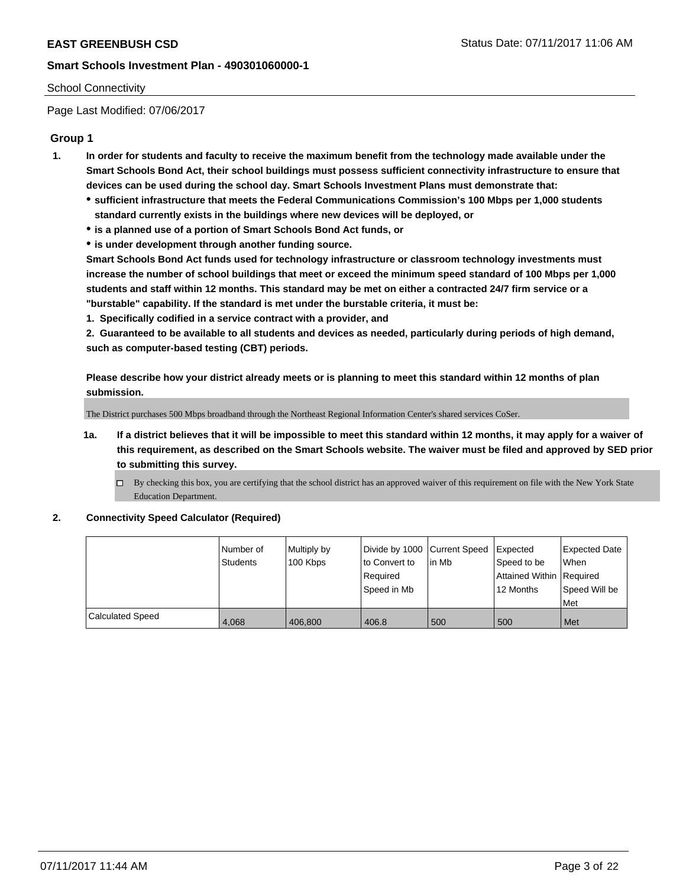School Connectivity

Page Last Modified: 07/06/2017

## Group 1

**1. In order for students and faculty to receive the maximum benefit from the technology made available under the Smart Schools Bond Act, their school buildings must possess sufficient connectivity infrastructure to ensure that devices can be used during the school day. Smart Schools Investment Plans must demonstrate that:**

- **sufficient infrastructure that meets the Federal Communications Commission's 100 Mbps per 1,000 students standard currently exists in the buildings where new devices will be deployed, or**
- **is a planned use of a portion of Smart Schools Bond Act funds, or**
- **is under development through another funding source.**

**Smart Schools Bond Act funds used for technology infrastructure or classroom technology investments must increase the number of school buildings that meet or exceed the minimum speed standard of 100 Mbps per 1,000 students and staff within 12 months. This standard may be met on either a contracted 24/7 firm service or a "burstable" capability. If the standard is met under the burstable criteria, it must be:**

**1. Specifically codified in a service contract with a provider, and**

**2. Guaranteed to be available to all students and devices as needed, particularly during periods of high demand, such as computer-based testing (CBT) periods.**

**Please describe how your district already meets or is planning to meet this standard within 12 months of plan submission.**

The District purchases 500 Mbps broadband through the Northeast Regional Information Center's shared services CoSer.

**1a. If a district believes that it will be impossible to meet this standard within 12 months, it may apply for a waiver of this requirement, as described on the Smart Schools website. The waiver must be filed and approved by SED prior to submitting this survey.**

☐ By checking this box, you are certifying that the school district has an approved waiver of this requirement on file with the New York State Education Department.

**2. Connectivity Speed Calculator (Required)**

| | Number of Students | Multiply by 100 Kbps | Divide by 1000 to Convert to Required Speed in Mb | Current Speed in Mb | Expected Speed to be Attained Within 12 Months | Expected Date When Required Speed Will be Met |
|---|---|---|---|---|---|---|
| Calculated Speed | 4,068 | 406,800 | 406.8 | 500 | 500 | Met |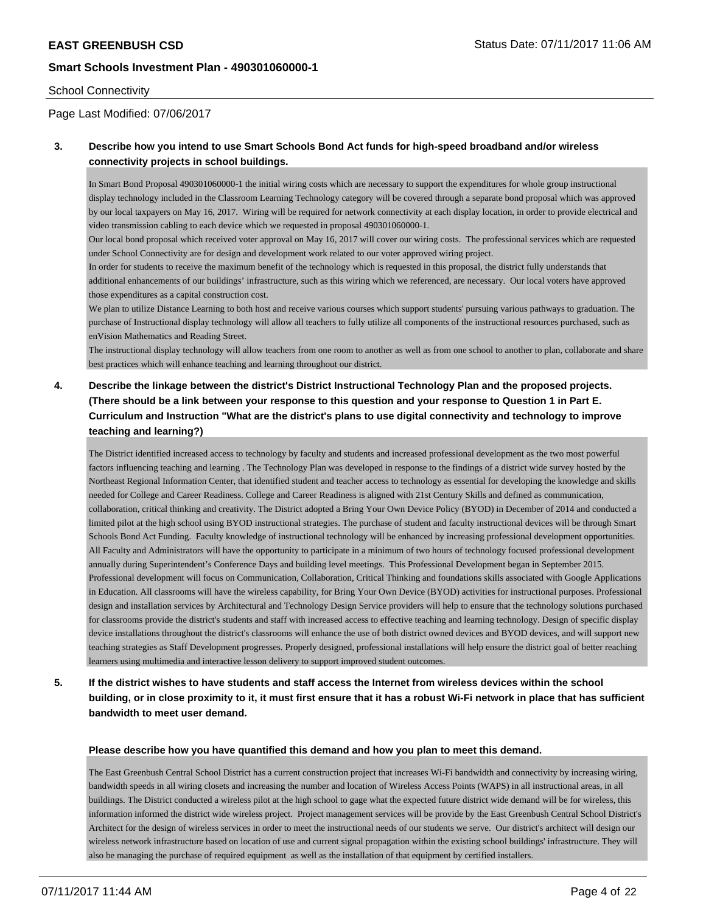School Connectivity

Page Last Modified: 07/06/2017

**3. Describe how you intend to use Smart Schools Bond Act funds for high-speed broadband and/or wireless connectivity projects in school buildings.**

In Smart Bond Proposal 490301060000-1 the initial wiring costs which are necessary to support the expenditures for whole group instructional display technology included in the Classroom Learning Technology category will be covered through a separate bond proposal which was approved by our local taxpayers on May 16, 2017. Wiring will be required for network connectivity at each display location, in order to provide electrical and video transmission cabling to each device which we requested in proposal 490301060000-1.
Our local bond proposal which received voter approval on May 16, 2017 will cover our wiring costs. The professional services which are requested under School Connectivity are for design and development work related to our voter approved wiring project.
In order for students to receive the maximum benefit of the technology which is requested in this proposal, the district fully understands that additional enhancements of our buildings' infrastructure, such as this wiring which we referenced, are necessary. Our local voters have approved those expenditures as a capital construction cost.
We plan to utilize Distance Learning to both host and receive various courses which support students' pursuing various pathways to graduation. The purchase of Instructional display technology will allow all teachers to fully utilize all components of the instructional resources purchased, such as enVision Mathematics and Reading Street.
The instructional display technology will allow teachers from one room to another as well as from one school to another to plan, collaborate and share best practices which will enhance teaching and learning throughout our district.

**4. Describe the linkage between the district's District Instructional Technology Plan and the proposed projects. (There should be a link between your response to this question and your response to Question 1 in Part E. Curriculum and Instruction "What are the district's plans to use digital connectivity and technology to improve teaching and learning?)**

The District identified increased access to technology by faculty and students and increased professional development as the two most powerful factors influencing teaching and learning . The Technology Plan was developed in response to the findings of a district wide survey hosted by the Northeast Regional Information Center, that identified student and teacher access to technology as essential for developing the knowledge and skills needed for College and Career Readiness. College and Career Readiness is aligned with 21st Century Skills and defined as communication, collaboration, critical thinking and creativity. The District adopted a Bring Your Own Device Policy (BYOD) in December of 2014 and conducted a limited pilot at the high school using BYOD instructional strategies. The purchase of student and faculty instructional devices will be through Smart Schools Bond Act Funding. Faculty knowledge of instructional technology will be enhanced by increasing professional development opportunities. All Faculty and Administrators will have the opportunity to participate in a minimum of two hours of technology focused professional development annually during Superintendent's Conference Days and building level meetings. This Professional Development began in September 2015. Professional development will focus on Communication, Collaboration, Critical Thinking and foundations skills associated with Google Applications in Education. All classrooms will have the wireless capability, for Bring Your Own Device (BYOD) activities for instructional purposes. Professional design and installation services by Architectural and Technology Design Service providers will help to ensure that the technology solutions purchased for classrooms provide the district's students and staff with increased access to effective teaching and learning technology. Design of specific display device installations throughout the district's classrooms will enhance the use of both district owned devices and BYOD devices, and will support new teaching strategies as Staff Development progresses. Properly designed, professional installations will help ensure the district goal of better reaching learners using multimedia and interactive lesson delivery to support improved student outcomes.

**5. If the district wishes to have students and staff access the Internet from wireless devices within the school building, or in close proximity to it, it must first ensure that it has a robust Wi-Fi network in place that has sufficient bandwidth to meet user demand.**

**Please describe how you have quantified this demand and how you plan to meet this demand.**

The East Greenbush Central School District has a current construction project that increases Wi-Fi bandwidth and connectivity by increasing wiring, bandwidth speeds in all wiring closets and increasing the number and location of Wireless Access Points (WAPS) in all instructional areas, in all buildings. The District conducted a wireless pilot at the high school to gage what the expected future district wide demand will be for wireless, this information informed the district wide wireless project. Project management services will be provide by the East Greenbush Central School District's Architect for the design of wireless services in order to meet the instructional needs of our students we serve. Our district's architect will design our wireless network infrastructure based on location of use and current signal propagation within the existing school buildings' infrastructure. They will also be managing the purchase of required equipment as well as the installation of that equipment by certified installers.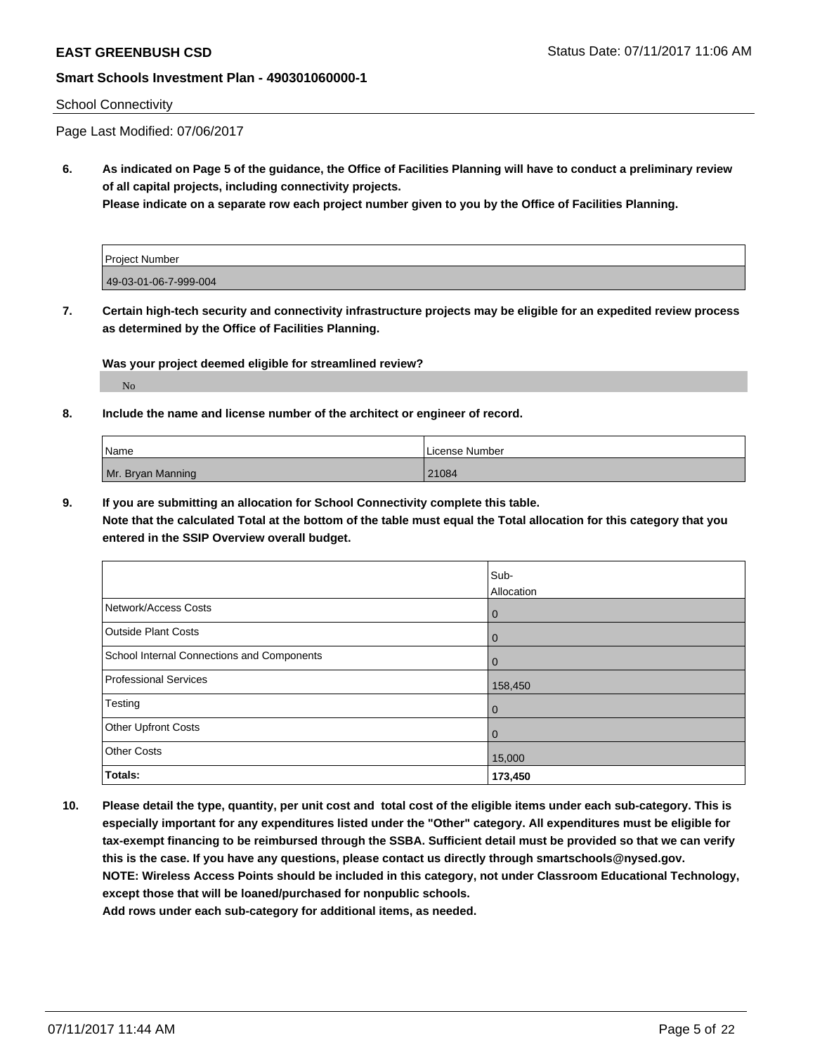School Connectivity

Page Last Modified: 07/06/2017

**6. As indicated on Page 5 of the guidance, the Office of Facilities Planning will have to conduct a preliminary review of all capital projects, including connectivity projects.**
**Please indicate on a separate row each project number given to you by the Office of Facilities Planning.**

| Project Number |
| --- |
| 49-03-01-06-7-999-004 |

**7. Certain high-tech security and connectivity infrastructure projects may be eligible for an expedited review process as determined by the Office of Facilities Planning.**

**Was your project deemed eligible for streamlined review?**

No

**8. Include the name and license number of the architect or engineer of record.**

| Name | License Number |
| --- | --- |
| Mr. Bryan Manning | 21084 |

**9. If you are submitting an allocation for School Connectivity complete this table.**
**Note that the calculated Total at the bottom of the table must equal the Total allocation for this category that you entered in the SSIP Overview overall budget.**

| | Sub-Allocation |
| --- | --- |
| Network/Access Costs | 0 |
| Outside Plant Costs | 0 |
| School Internal Connections and Components | 0 |
| Professional Services | 158,450 |
| Testing | 0 |
| Other Upfront Costs | 0 |
| Other Costs | 15,000 |
| **Totals:** | **173,450** |

**10. Please detail the type, quantity, per unit cost and total cost of the eligible items under each sub-category. This is especially important for any expenditures listed under the "Other" category. All expenditures must be eligible for tax-exempt financing to be reimbursed through the SSBA. Sufficient detail must be provided so that we can verify this is the case. If you have any questions, please contact us directly through smartschools@nysed.gov.**
**NOTE: Wireless Access Points should be included in this category, not under Classroom Educational Technology, except those that will be loaned/purchased for nonpublic schools.**
**Add rows under each sub-category for additional items, as needed.**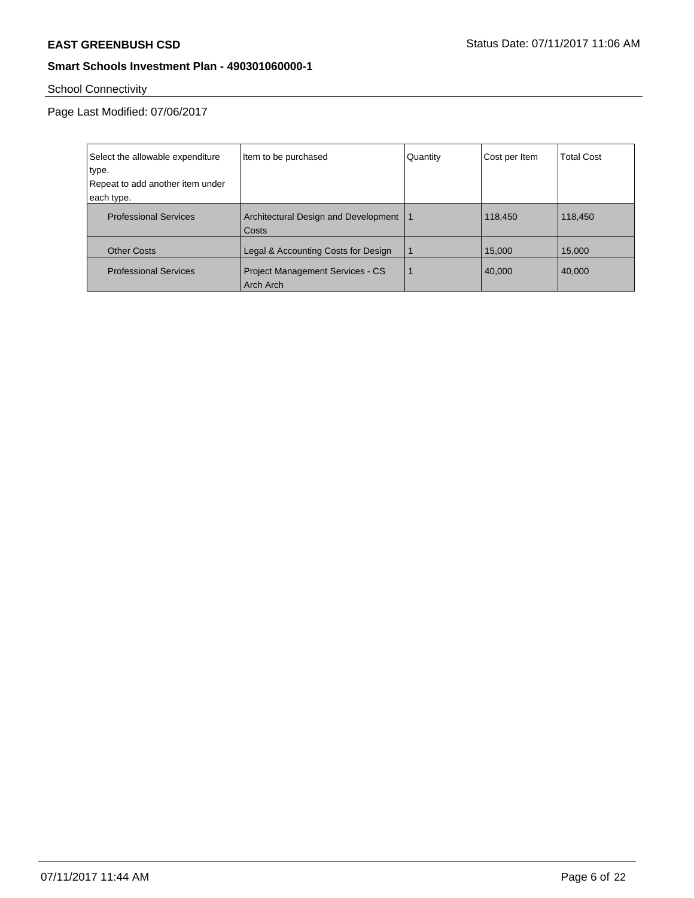School Connectivity

Page Last Modified: 07/06/2017

| Select the allowable expenditure type. Repeat to add another item under each type. | Item to be purchased | Quantity | Cost per Item | Total Cost |
|---|---|---|---|---|
| Professional Services | Architectural Design and Development Costs | 1 | 118,450 | 118,450 |
| Other Costs | Legal & Accounting Costs for Design | 1 | 15,000 | 15,000 |
| Professional Services | Project Management Services - CS Arch Arch | 1 | 40,000 | 40,000 |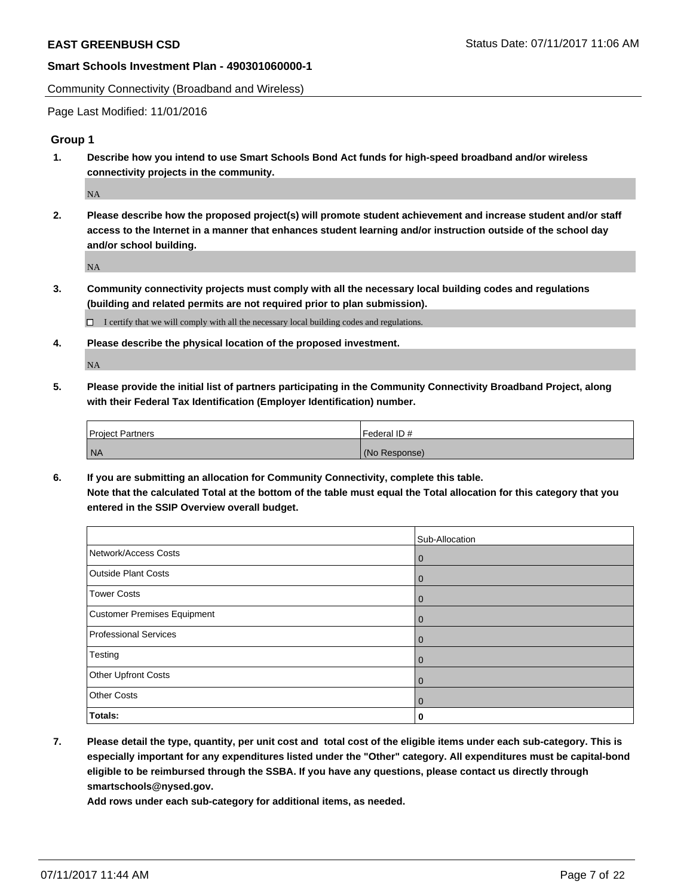Community Connectivity (Broadband and Wireless)

Page Last Modified: 11/01/2016

## Group 1

**1. Describe how you intend to use Smart Schools Bond Act funds for high-speed broadband and/or wireless connectivity projects in the community.**

NA

**2. Please describe how the proposed project(s) will promote student achievement and increase student and/or staff access to the Internet in a manner that enhances student learning and/or instruction outside of the school day and/or school building.**

NA

**3. Community connectivity projects must comply with all the necessary local building codes and regulations (building and related permits are not required prior to plan submission).**

☐ I certify that we will comply with all the necessary local building codes and regulations.

**4. Please describe the physical location of the proposed investment.**

NA

**5. Please provide the initial list of partners participating in the Community Connectivity Broadband Project, along with their Federal Tax Identification (Employer Identification) number.**

| Project Partners | Federal ID # |
| --- | --- |
| NA | (No Response) |

**6. If you are submitting an allocation for Community Connectivity, complete this table. Note that the calculated Total at the bottom of the table must equal the Total allocation for this category that you entered in the SSIP Overview overall budget.**

| | Sub-Allocation |
| --- | --- |
| Network/Access Costs | 0 |
| Outside Plant Costs | 0 |
| Tower Costs | 0 |
| Customer Premises Equipment | 0 |
| Professional Services | 0 |
| Testing | 0 |
| Other Upfront Costs | 0 |
| Other Costs | 0 |
| **Totals:** | **0** |

**7. Please detail the type, quantity, per unit cost and total cost of the eligible items under each sub-category. This is especially important for any expenditures listed under the "Other" category. All expenditures must be capital-bond eligible to be reimbursed through the SSBA. If you have any questions, please contact us directly through smartschools@nysed.gov.**
**Add rows under each sub-category for additional items, as needed.**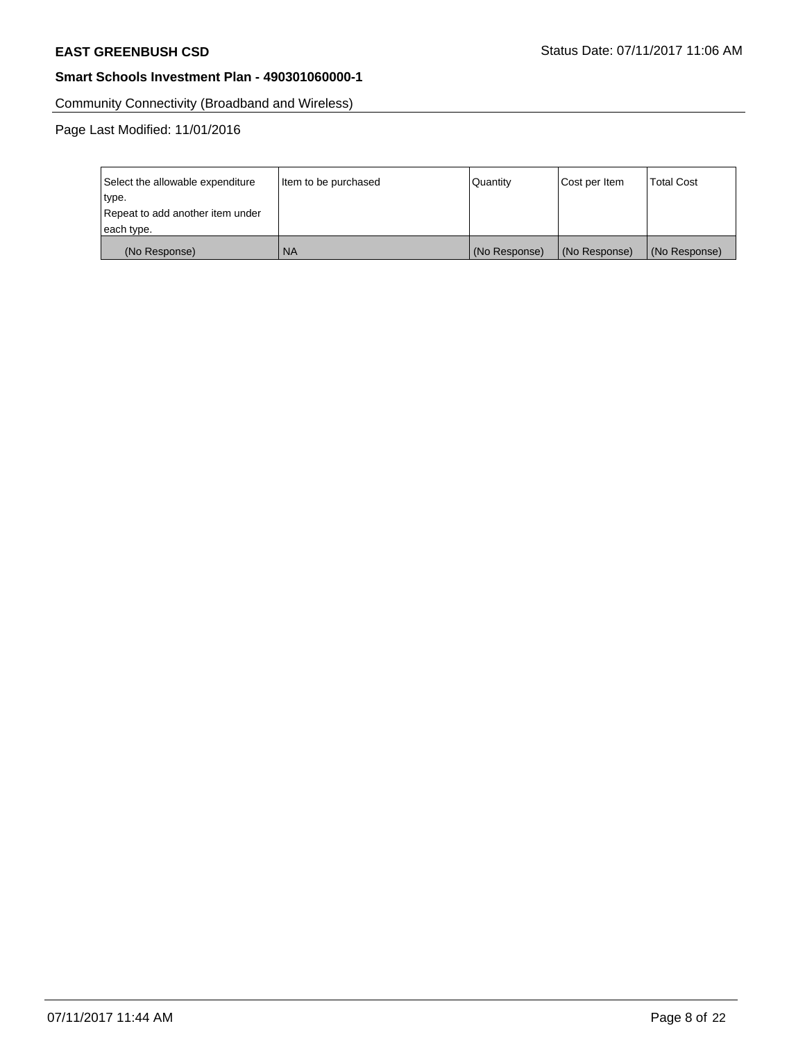Community Connectivity (Broadband and Wireless)

Page Last Modified: 11/01/2016

| Select the allowable expenditure type. Repeat to add another item under each type. | Item to be purchased | Quantity | Cost per Item | Total Cost |
| --- | --- | --- | --- | --- |
| (No Response) | NA | (No Response) | (No Response) | (No Response) |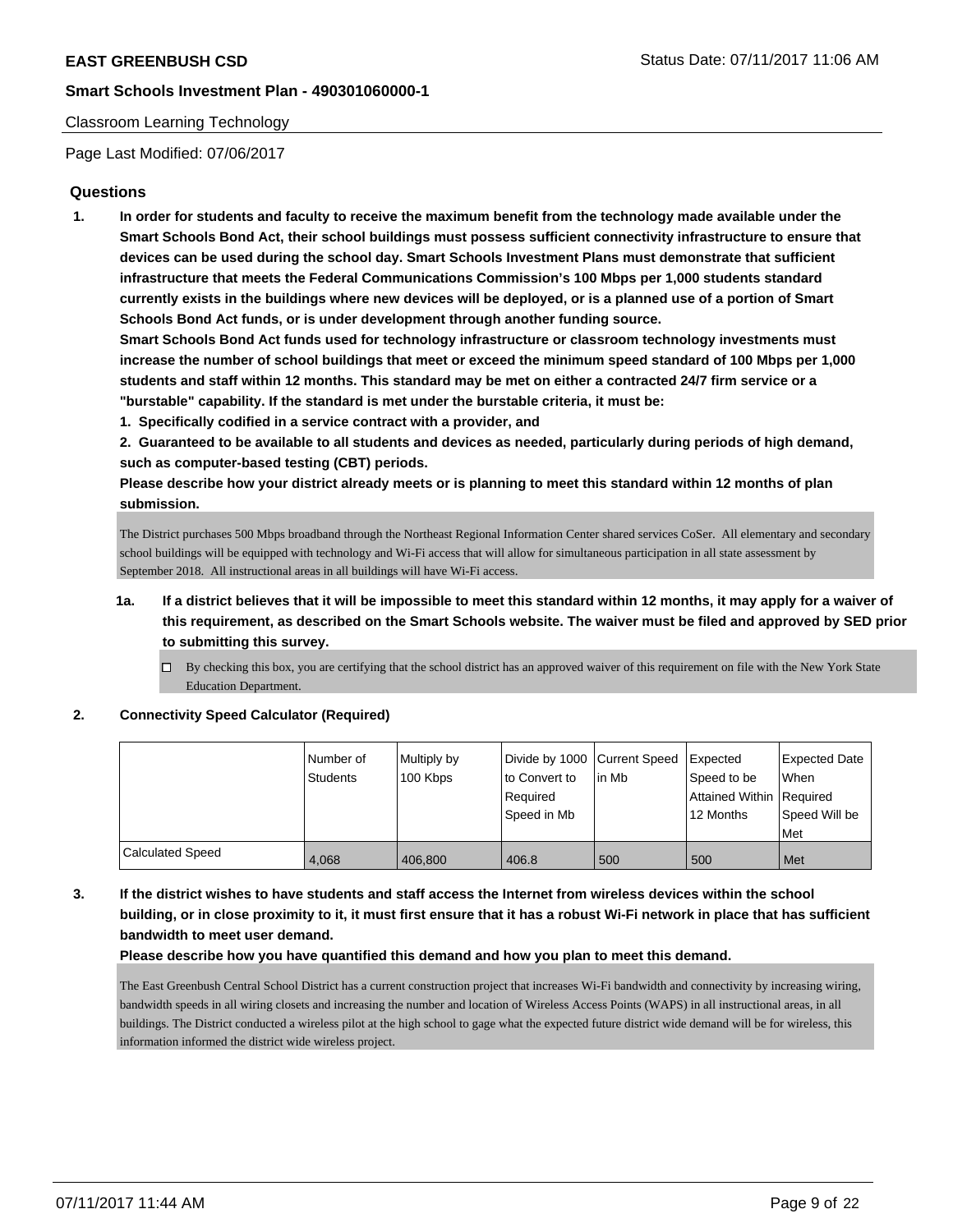Classroom Learning Technology

Page Last Modified: 07/06/2017

## Questions

1. **In order for students and faculty to receive the maximum benefit from the technology made available under the Smart Schools Bond Act, their school buildings must possess sufficient connectivity infrastructure to ensure that devices can be used during the school day. Smart Schools Investment Plans must demonstrate that sufficient infrastructure that meets the Federal Communications Commission's 100 Mbps per 1,000 students standard currently exists in the buildings where new devices will be deployed, or is a planned use of a portion of Smart Schools Bond Act funds, or is under development through another funding source.**

   **Smart Schools Bond Act funds used for technology infrastructure or classroom technology investments must increase the number of school buildings that meet or exceed the minimum speed standard of 100 Mbps per 1,000 students and staff within 12 months. This standard may be met on either a contracted 24/7 firm service or a "burstable" capability. If the standard is met under the burstable criteria, it must be:**

   **1. Specifically codified in a service contract with a provider, and**

   **2. Guaranteed to be available to all students and devices as needed, particularly during periods of high demand, such as computer-based testing (CBT) periods.**

   **Please describe how your district already meets or is planning to meet this standard within 12 months of plan submission.**

   The District purchases 500 Mbps broadband through the Northeast Regional Information Center shared services CoSer. All elementary and secondary school buildings will be equipped with technology and Wi-Fi access that will allow for simultaneous participation in all state assessment by September 2018. All instructional areas in all buildings will have Wi-Fi access.

   1a. **If a district believes that it will be impossible to meet this standard within 12 months, it may apply for a waiver of this requirement, as described on the Smart Schools website. The waiver must be filed and approved by SED prior to submitting this survey.**

   ☐ By checking this box, you are certifying that the school district has an approved waiver of this requirement on file with the New York State Education Department.

2. **Connectivity Speed Calculator (Required)**

| | Number of Students | Multiply by 100 Kbps | Divide by 1000 to Convert to Required Speed in Mb | Current Speed in Mb | Expected Speed to be Attained Within 12 Months | Expected Date When Required Speed Will be Met |
|---|---|---|---|---|---|---|
| Calculated Speed | 4,068 | 406,800 | 406.8 | 500 | 500 | Met |

3. **If the district wishes to have students and staff access the Internet from wireless devices within the school building, or in close proximity to it, it must first ensure that it has a robust Wi-Fi network in place that has sufficient bandwidth to meet user demand.**

   **Please describe how you have quantified this demand and how you plan to meet this demand.**

   The East Greenbush Central School District has a current construction project that increases Wi-Fi bandwidth and connectivity by increasing wiring, bandwidth speeds in all wiring closets and increasing the number and location of Wireless Access Points (WAPS) in all instructional areas, in all buildings. The District conducted a wireless pilot at the high school to gage what the expected future district wide demand will be for wireless, this information informed the district wide wireless project.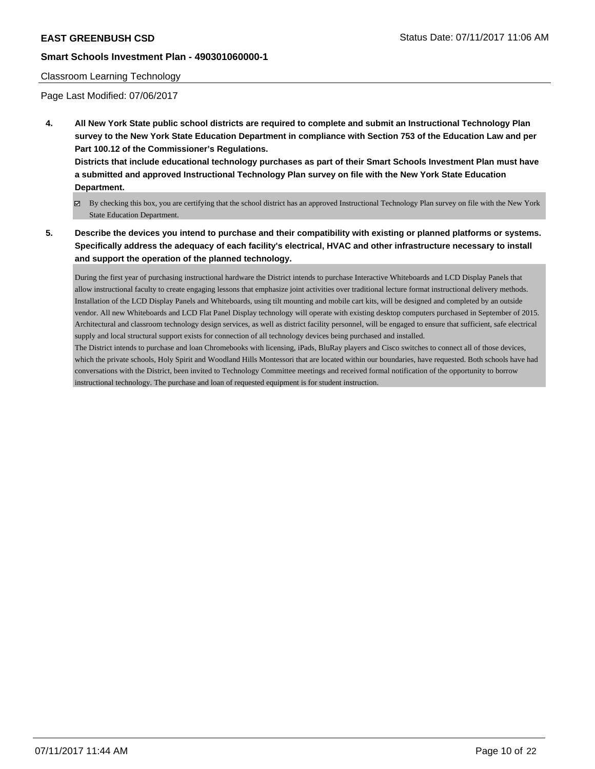Classroom Learning Technology

Page Last Modified: 07/06/2017

**4. All New York State public school districts are required to complete and submit an Instructional Technology Plan survey to the New York State Education Department in compliance with Section 753 of the Education Law and per Part 100.12 of the Commissioner's Regulations.**

**Districts that include educational technology purchases as part of their Smart Schools Investment Plan must have a submitted and approved Instructional Technology Plan survey on file with the New York State Education Department.**

☑ By checking this box, you are certifying that the school district has an approved Instructional Technology Plan survey on file with the New York State Education Department.

**5. Describe the devices you intend to purchase and their compatibility with existing or planned platforms or systems. Specifically address the adequacy of each facility's electrical, HVAC and other infrastructure necessary to install and support the operation of the planned technology.**

During the first year of purchasing instructional hardware the District intends to purchase Interactive Whiteboards and LCD Display Panels that allow instructional faculty to create engaging lessons that emphasize joint activities over traditional lecture format instructional delivery methods. Installation of the LCD Display Panels and Whiteboards, using tilt mounting and mobile cart kits, will be designed and completed by an outside vendor. All new Whiteboards and LCD Flat Panel Display technology will operate with existing desktop computers purchased in September of 2015. Architectural and classroom technology design services, as well as district facility personnel, will be engaged to ensure that sufficient, safe electrical supply and local structural support exists for connection of all technology devices being purchased and installed.
The District intends to purchase and loan Chromebooks with licensing, iPads, BluRay players and Cisco switches to connect all of those devices, which the private schools, Holy Spirit and Woodland Hills Montessori that are located within our boundaries, have requested. Both schools have had conversations with the District, been invited to Technology Committee meetings and received formal notification of the opportunity to borrow instructional technology. The purchase and loan of requested equipment is for student instruction.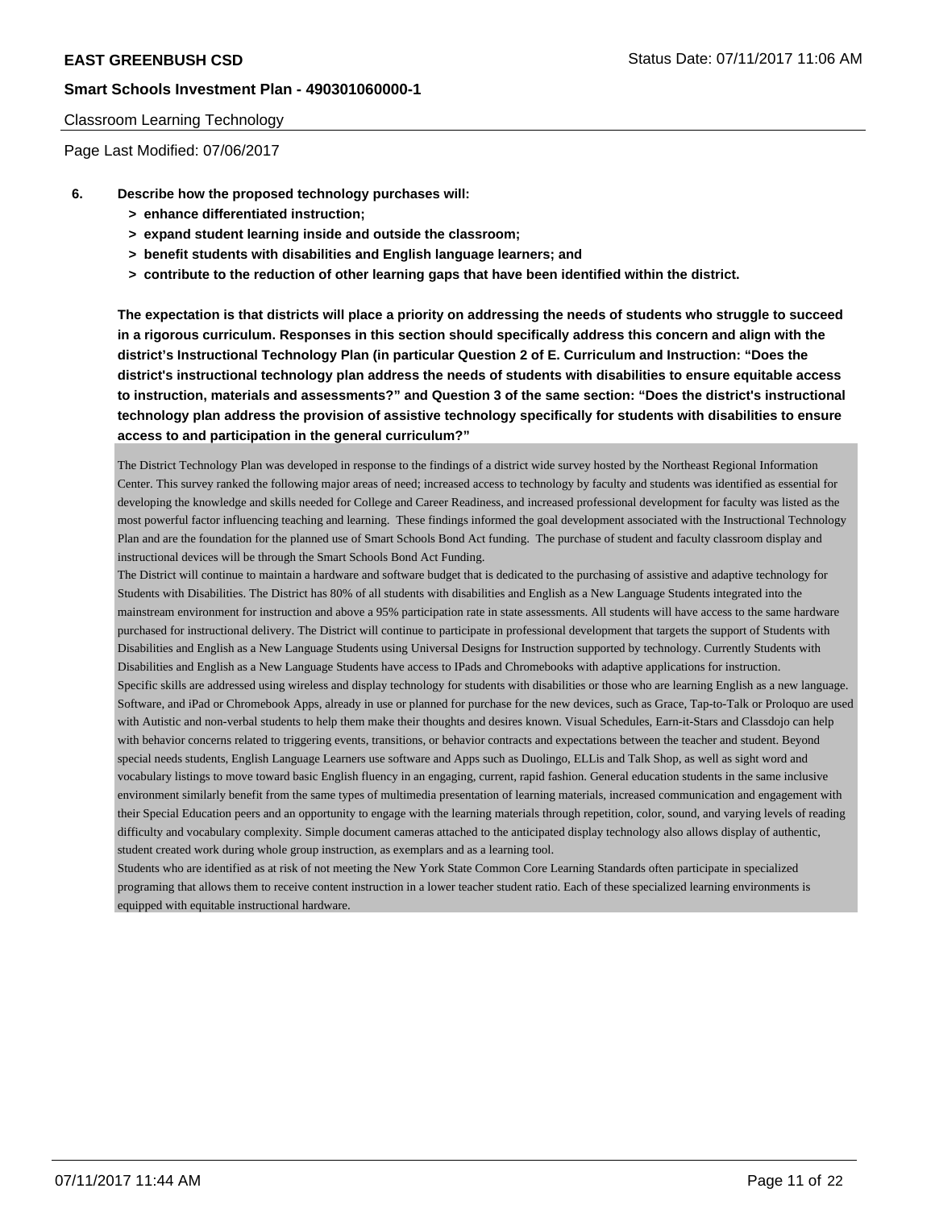Classroom Learning Technology

Page Last Modified: 07/06/2017

**6. Describe how the proposed technology purchases will:**

- **> enhance differentiated instruction;**
- **> expand student learning inside and outside the classroom;**
- **> benefit students with disabilities and English language learners; and**
- **> contribute to the reduction of other learning gaps that have been identified within the district.**

**The expectation is that districts will place a priority on addressing the needs of students who struggle to succeed in a rigorous curriculum. Responses in this section should specifically address this concern and align with the district's Instructional Technology Plan (in particular Question 2 of E. Curriculum and Instruction: "Does the district's instructional technology plan address the needs of students with disabilities to ensure equitable access to instruction, materials and assessments?" and Question 3 of the same section: "Does the district's instructional technology plan address the provision of assistive technology specifically for students with disabilities to ensure access to and participation in the general curriculum?"**

The District Technology Plan was developed in response to the findings of a district wide survey hosted by the Northeast Regional Information Center. This survey ranked the following major areas of need; increased access to technology by faculty and students was identified as essential for developing the knowledge and skills needed for College and Career Readiness, and increased professional development for faculty was listed as the most powerful factor influencing teaching and learning. These findings informed the goal development associated with the Instructional Technology Plan and are the foundation for the planned use of Smart Schools Bond Act funding. The purchase of student and faculty classroom display and instructional devices will be through the Smart Schools Bond Act Funding.
The District will continue to maintain a hardware and software budget that is dedicated to the purchasing of assistive and adaptive technology for Students with Disabilities. The District has 80% of all students with disabilities and English as a New Language Students integrated into the mainstream environment for instruction and above a 95% participation rate in state assessments. All students will have access to the same hardware purchased for instructional delivery. The District will continue to participate in professional development that targets the support of Students with Disabilities and English as a New Language Students using Universal Designs for Instruction supported by technology. Currently Students with Disabilities and English as a New Language Students have access to IPads and Chromebooks with adaptive applications for instruction.
Specific skills are addressed using wireless and display technology for students with disabilities or those who are learning English as a new language. Software, and iPad or Chromebook Apps, already in use or planned for purchase for the new devices, such as Grace, Tap-to-Talk or Proloquo are used with Autistic and non-verbal students to help them make their thoughts and desires known. Visual Schedules, Earn-it-Stars and Classdojo can help with behavior concerns related to triggering events, transitions, or behavior contracts and expectations between the teacher and student. Beyond special needs students, English Language Learners use software and Apps such as Duolingo, ELLis and Talk Shop, as well as sight word and vocabulary listings to move toward basic English fluency in an engaging, current, rapid fashion. General education students in the same inclusive environment similarly benefit from the same types of multimedia presentation of learning materials, increased communication and engagement with their Special Education peers and an opportunity to engage with the learning materials through repetition, color, sound, and varying levels of reading difficulty and vocabulary complexity. Simple document cameras attached to the anticipated display technology also allows display of authentic, student created work during whole group instruction, as exemplars and as a learning tool.
Students who are identified as at risk of not meeting the New York State Common Core Learning Standards often participate in specialized programing that allows them to receive content instruction in a lower teacher student ratio. Each of these specialized learning environments is equipped with equitable instructional hardware.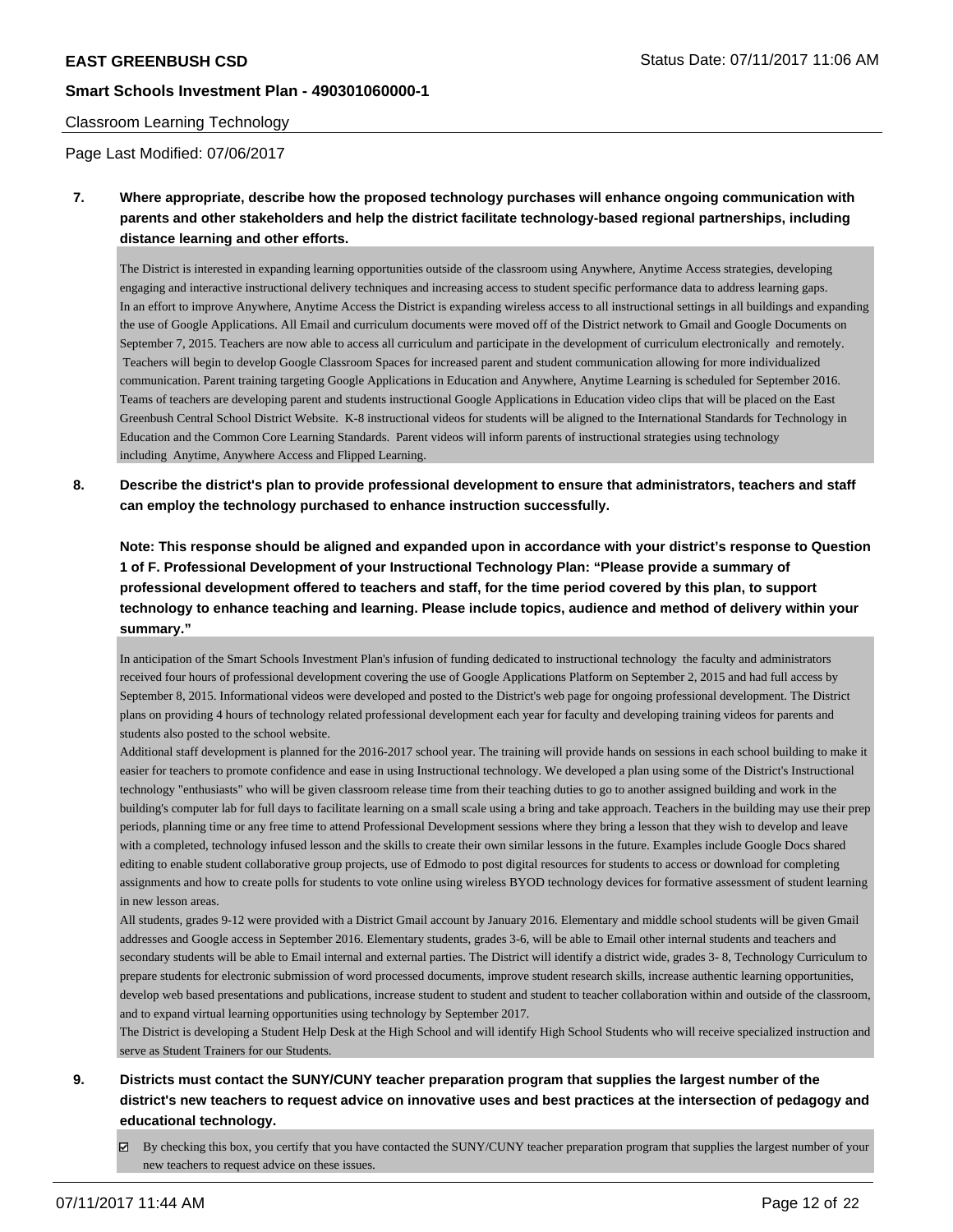Classroom Learning Technology

Page Last Modified: 07/06/2017

**7. Where appropriate, describe how the proposed technology purchases will enhance ongoing communication with parents and other stakeholders and help the district facilitate technology-based regional partnerships, including distance learning and other efforts.**

The District is interested in expanding learning opportunities outside of the classroom using Anywhere, Anytime Access strategies, developing engaging and interactive instructional delivery techniques and increasing access to student specific performance data to address learning gaps.
In an effort to improve Anywhere, Anytime Access the District is expanding wireless access to all instructional settings in all buildings and expanding the use of Google Applications. All Email and curriculum documents were moved off of the District network to Gmail and Google Documents on September 7, 2015. Teachers are now able to access all curriculum and participate in the development of curriculum electronically and remotely. Teachers will begin to develop Google Classroom Spaces for increased parent and student communication allowing for more individualized communication. Parent training targeting Google Applications in Education and Anywhere, Anytime Learning is scheduled for September 2016. Teams of teachers are developing parent and students instructional Google Applications in Education video clips that will be placed on the East Greenbush Central School District Website. K-8 instructional videos for students will be aligned to the International Standards for Technology in Education and the Common Core Learning Standards. Parent videos will inform parents of instructional strategies using technology including Anytime, Anywhere Access and Flipped Learning.

**8. Describe the district's plan to provide professional development to ensure that administrators, teachers and staff can employ the technology purchased to enhance instruction successfully.**

**Note: This response should be aligned and expanded upon in accordance with your district's response to Question 1 of F. Professional Development of your Instructional Technology Plan: "Please provide a summary of professional development offered to teachers and staff, for the time period covered by this plan, to support technology to enhance teaching and learning. Please include topics, audience and method of delivery within your summary."**

In anticipation of the Smart Schools Investment Plan's infusion of funding dedicated to instructional technology the faculty and administrators received four hours of professional development covering the use of Google Applications Platform on September 2, 2015 and had full access by September 8, 2015. Informational videos were developed and posted to the District's web page for ongoing professional development. The District plans on providing 4 hours of technology related professional development each year for faculty and developing training videos for parents and students also posted to the school website.
Additional staff development is planned for the 2016-2017 school year. The training will provide hands on sessions in each school building to make it easier for teachers to promote confidence and ease in using Instructional technology. We developed a plan using some of the District's Instructional technology "enthusiasts" who will be given classroom release time from their teaching duties to go to another assigned building and work in the building's computer lab for full days to facilitate learning on a small scale using a bring and take approach. Teachers in the building may use their prep periods, planning time or any free time to attend Professional Development sessions where they bring a lesson that they wish to develop and leave with a completed, technology infused lesson and the skills to create their own similar lessons in the future. Examples include Google Docs shared editing to enable student collaborative group projects, use of Edmodo to post digital resources for students to access or download for completing assignments and how to create polls for students to vote online using wireless BYOD technology devices for formative assessment of student learning in new lesson areas.
All students, grades 9-12 were provided with a District Gmail account by January 2016. Elementary and middle school students will be given Gmail addresses and Google access in September 2016. Elementary students, grades 3-6, will be able to Email other internal students and teachers and secondary students will be able to Email internal and external parties. The District will identify a district wide, grades 3- 8, Technology Curriculum to prepare students for electronic submission of word processed documents, improve student research skills, increase authentic learning opportunities, develop web based presentations and publications, increase student to student and student to teacher collaboration within and outside of the classroom, and to expand virtual learning opportunities using technology by September 2017.
The District is developing a Student Help Desk at the High School and will identify High School Students who will receive specialized instruction and serve as Student Trainers for our Students.

**9. Districts must contact the SUNY/CUNY teacher preparation program that supplies the largest number of the district's new teachers to request advice on innovative uses and best practices at the intersection of pedagogy and educational technology.**

☑ By checking this box, you certify that you have contacted the SUNY/CUNY teacher preparation program that supplies the largest number of your new teachers to request advice on these issues.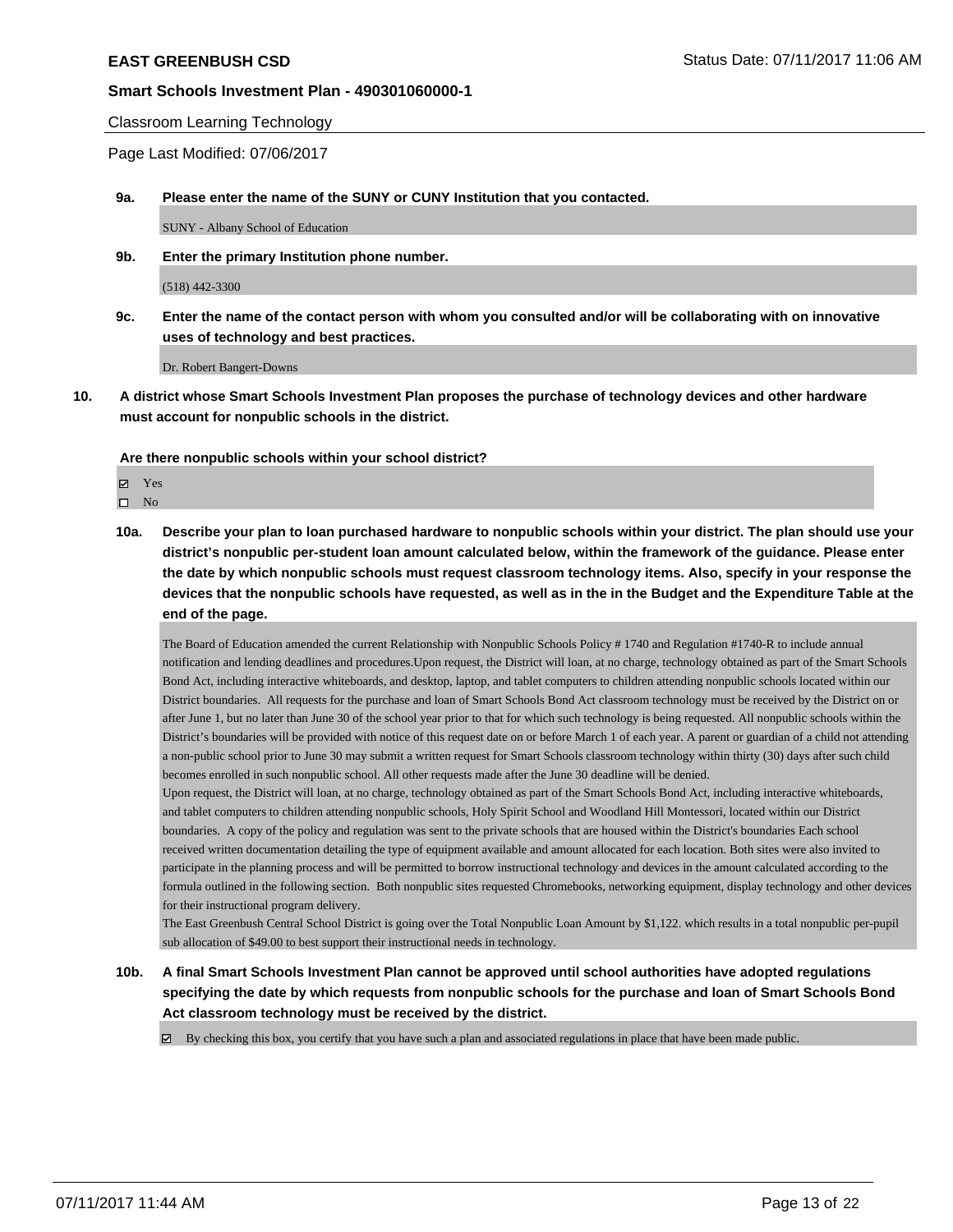Classroom Learning Technology

Page Last Modified: 07/06/2017

**9a. Please enter the name of the SUNY or CUNY Institution that you contacted.**

SUNY - Albany School of Education

**9b. Enter the primary Institution phone number.**

(518) 442-3300

**9c. Enter the name of the contact person with whom you consulted and/or will be collaborating with on innovative uses of technology and best practices.**

Dr. Robert Bangert-Downs

**10. A district whose Smart Schools Investment Plan proposes the purchase of technology devices and other hardware must account for nonpublic schools in the district.**

**Are there nonpublic schools within your school district?**

- ☑ Yes
- ☐ No

**10a. Describe your plan to loan purchased hardware to nonpublic schools within your district. The plan should use your district's nonpublic per-student loan amount calculated below, within the framework of the guidance. Please enter the date by which nonpublic schools must request classroom technology items. Also, specify in your response the devices that the nonpublic schools have requested, as well as in the in the Budget and the Expenditure Table at the end of the page.**

The Board of Education amended the current Relationship with Nonpublic Schools Policy # 1740 and Regulation #1740-R to include annual notification and lending deadlines and procedures.Upon request, the District will loan, at no charge, technology obtained as part of the Smart Schools Bond Act, including interactive whiteboards, and desktop, laptop, and tablet computers to children attending nonpublic schools located within our District boundaries. All requests for the purchase and loan of Smart Schools Bond Act classroom technology must be received by the District on or after June 1, but no later than June 30 of the school year prior to that for which such technology is being requested. All nonpublic schools within the District's boundaries will be provided with notice of this request date on or before March 1 of each year. A parent or guardian of a child not attending a non-public school prior to June 30 may submit a written request for Smart Schools classroom technology within thirty (30) days after such child becomes enrolled in such nonpublic school. All other requests made after the June 30 deadline will be denied.
Upon request, the District will loan, at no charge, technology obtained as part of the Smart Schools Bond Act, including interactive whiteboards, and tablet computers to children attending nonpublic schools, Holy Spirit School and Woodland Hill Montessori, located within our District boundaries. A copy of the policy and regulation was sent to the private schools that are housed within the District's boundaries Each school received written documentation detailing the type of equipment available and amount allocated for each location. Both sites were also invited to participate in the planning process and will be permitted to borrow instructional technology and devices in the amount calculated according to the formula outlined in the following section. Both nonpublic sites requested Chromebooks, networking equipment, display technology and other devices for their instructional program delivery.
The East Greenbush Central School District is going over the Total Nonpublic Loan Amount by $1,122. which results in a total nonpublic per-pupil sub allocation of $49.00 to best support their instructional needs in technology.

**10b. A final Smart Schools Investment Plan cannot be approved until school authorities have adopted regulations specifying the date by which requests from nonpublic schools for the purchase and loan of Smart Schools Bond Act classroom technology must be received by the district.**

- ☑ By checking this box, you certify that you have such a plan and associated regulations in place that have been made public.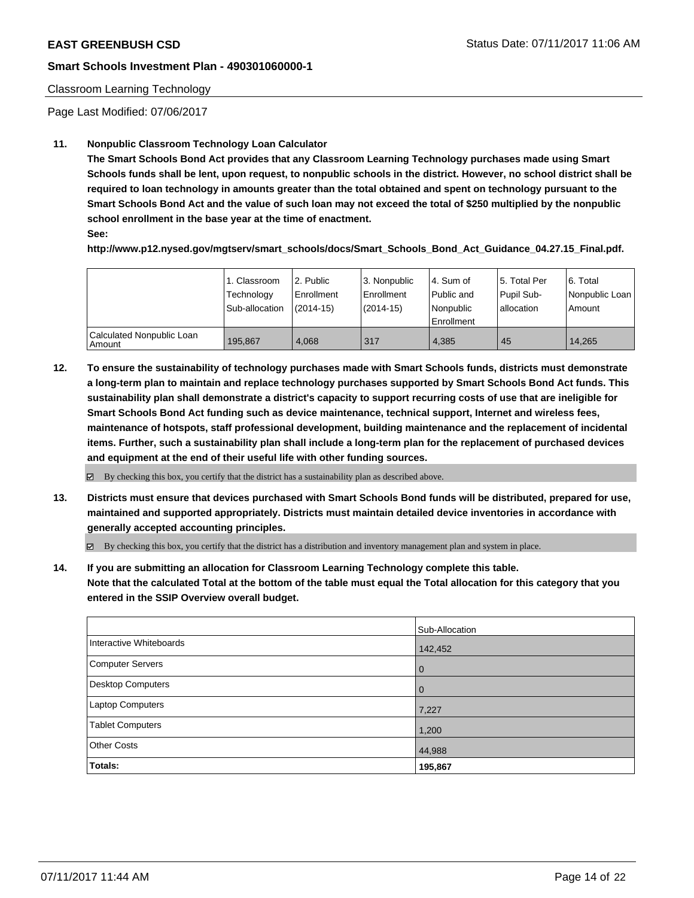Classroom Learning Technology

Page Last Modified: 07/06/2017

**11. Nonpublic Classroom Technology Loan Calculator**

**The Smart Schools Bond Act provides that any Classroom Learning Technology purchases made using Smart Schools funds shall be lent, upon request, to nonpublic schools in the district. However, no school district shall be required to loan technology in amounts greater than the total obtained and spent on technology pursuant to the Smart Schools Bond Act and the value of such loan may not exceed the total of $250 multiplied by the nonpublic school enrollment in the base year at the time of enactment.**

**See:**

**http://www.p12.nysed.gov/mgtserv/smart_schools/docs/Smart_Schools_Bond_Act_Guidance_04.27.15_Final.pdf.**

| | 1. Classroom Technology Sub-allocation | 2. Public Enrollment (2014-15) | 3. Nonpublic Enrollment (2014-15) | 4. Sum of Public and Nonpublic Enrollment | 5. Total Per Pupil Sub-allocation | 6. Total Nonpublic Loan Amount |
|---|---|---|---|---|---|---|
| Calculated Nonpublic Loan Amount | 195,867 | 4,068 | 317 | 4,385 | 45 | 14,265 |

**12. To ensure the sustainability of technology purchases made with Smart Schools funds, districts must demonstrate a long-term plan to maintain and replace technology purchases supported by Smart Schools Bond Act funds. This sustainability plan shall demonstrate a district's capacity to support recurring costs of use that are ineligible for Smart Schools Bond Act funding such as device maintenance, technical support, Internet and wireless fees, maintenance of hotspots, staff professional development, building maintenance and the replacement of incidental items. Further, such a sustainability plan shall include a long-term plan for the replacement of purchased devices and equipment at the end of their useful life with other funding sources.**

☑ By checking this box, you certify that the district has a sustainability plan as described above.

**13. Districts must ensure that devices purchased with Smart Schools Bond funds will be distributed, prepared for use, maintained and supported appropriately. Districts must maintain detailed device inventories in accordance with generally accepted accounting principles.**

☑ By checking this box, you certify that the district has a distribution and inventory management plan and system in place.

**14. If you are submitting an allocation for Classroom Learning Technology complete this table. Note that the calculated Total at the bottom of the table must equal the Total allocation for this category that you entered in the SSIP Overview overall budget.**

| | Sub-Allocation |
|---|---|
| Interactive Whiteboards | 142,452 |
| Computer Servers | 0 |
| Desktop Computers | 0 |
| Laptop Computers | 7,227 |
| Tablet Computers | 1,200 |
| Other Costs | 44,988 |
| **Totals:** | **195,867** |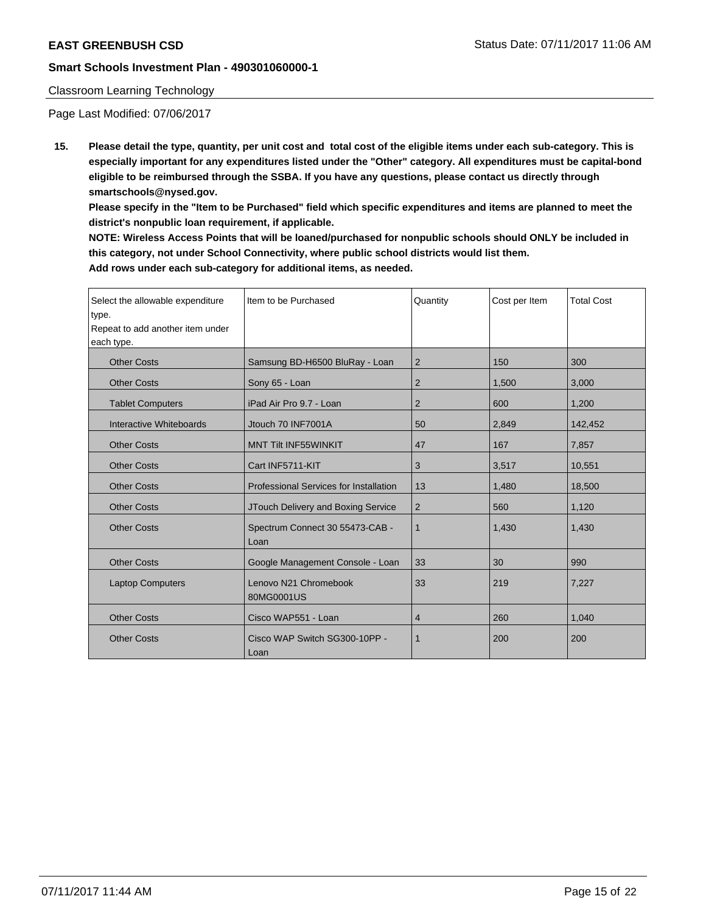Classroom Learning Technology

Page Last Modified: 07/06/2017

**15. Please detail the type, quantity, per unit cost and total cost of the eligible items under each sub-category. This is especially important for any expenditures listed under the "Other" category. All expenditures must be capital-bond eligible to be reimbursed through the SSBA. If you have any questions, please contact us directly through smartschools@nysed.gov.**

**Please specify in the "Item to be Purchased" field which specific expenditures and items are planned to meet the district's nonpublic loan requirement, if applicable.**

**NOTE: Wireless Access Points that will be loaned/purchased for nonpublic schools should ONLY be included in this category, not under School Connectivity, where public school districts would list them.**

**Add rows under each sub-category for additional items, as needed.**

| Select the allowable expenditure type. Repeat to add another item under each type. | Item to be Purchased | Quantity | Cost per Item | Total Cost |
|---|---|---|---|---|
| Other Costs | Samsung BD-H6500 BluRay - Loan | 2 | 150 | 300 |
| Other Costs | Sony 65 - Loan | 2 | 1,500 | 3,000 |
| Tablet Computers | iPad Air Pro 9.7 - Loan | 2 | 600 | 1,200 |
| Interactive Whiteboards | Jtouch 70 INF7001A | 50 | 2,849 | 142,452 |
| Other Costs | MNT Tilt INF55WINKIT | 47 | 167 | 7,857 |
| Other Costs | Cart INF5711-KIT | 3 | 3,517 | 10,551 |
| Other Costs | Professional Services for Installation | 13 | 1,480 | 18,500 |
| Other Costs | JTouch Delivery and Boxing Service | 2 | 560 | 1,120 |
| Other Costs | Spectrum Connect 30 55473-CAB - Loan | 1 | 1,430 | 1,430 |
| Other Costs | Google Management Console - Loan | 33 | 30 | 990 |
| Laptop Computers | Lenovo N21 Chromebook 80MG0001US | 33 | 219 | 7,227 |
| Other Costs | Cisco WAP551 - Loan | 4 | 260 | 1,040 |
| Other Costs | Cisco WAP Switch SG300-10PP - Loan | 1 | 200 | 200 |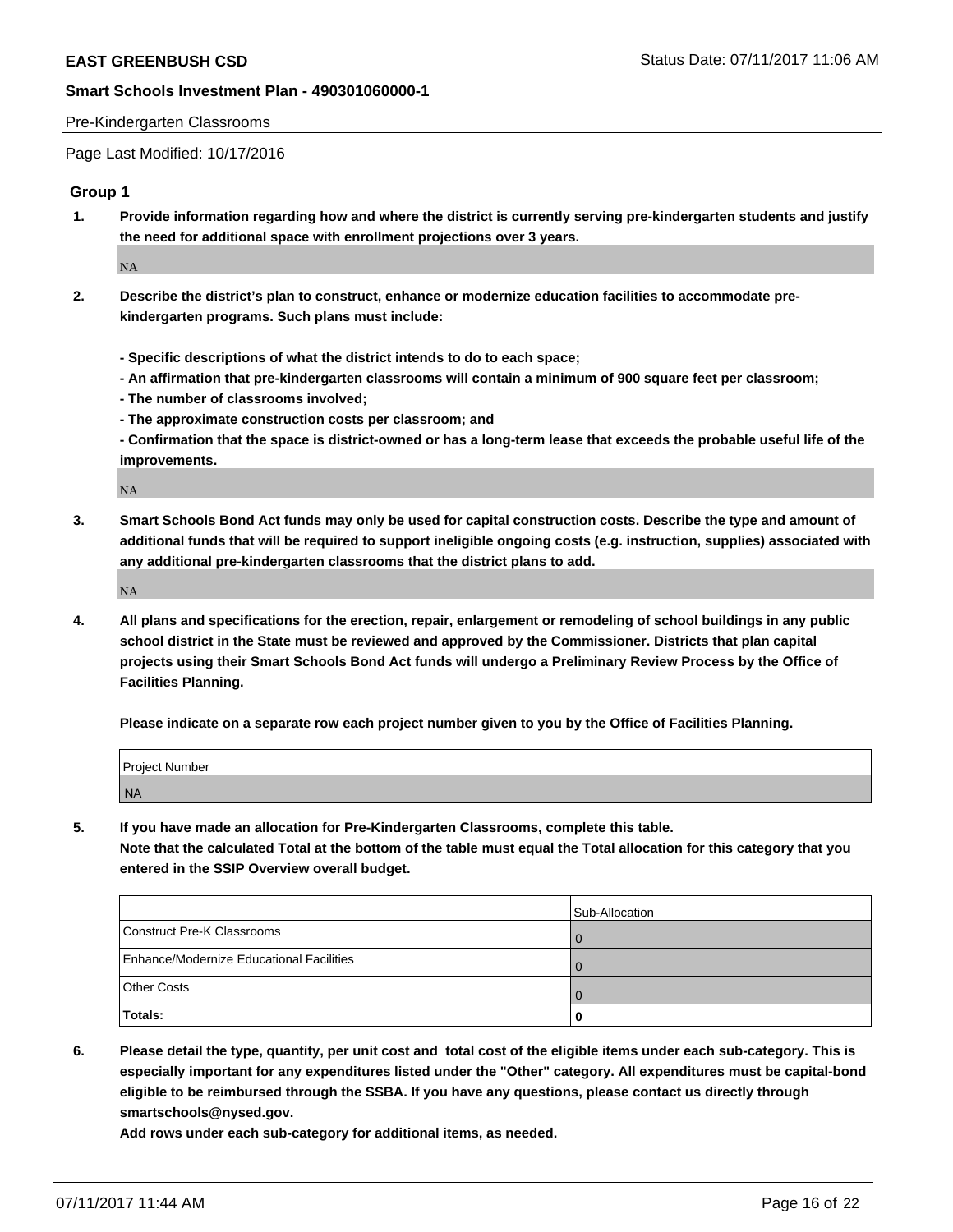Pre-Kindergarten Classrooms

Page Last Modified: 10/17/2016

## Group 1

1. **Provide information regarding how and where the district is currently serving pre-kindergarten students and justify the need for additional space with enrollment projections over 3 years.**

   NA

2. **Describe the district's plan to construct, enhance or modernize education facilities to accommodate pre-kindergarten programs. Such plans must include:**

   **- Specific descriptions of what the district intends to do to each space;**
   **- An affirmation that pre-kindergarten classrooms will contain a minimum of 900 square feet per classroom;**
   **- The number of classrooms involved;**
   **- The approximate construction costs per classroom; and**
   **- Confirmation that the space is district-owned or has a long-term lease that exceeds the probable useful life of the improvements.**

   NA

3. **Smart Schools Bond Act funds may only be used for capital construction costs. Describe the type and amount of additional funds that will be required to support ineligible ongoing costs (e.g. instruction, supplies) associated with any additional pre-kindergarten classrooms that the district plans to add.**

   NA

4. **All plans and specifications for the erection, repair, enlargement or remodeling of school buildings in any public school district in the State must be reviewed and approved by the Commissioner. Districts that plan capital projects using their Smart Schools Bond Act funds will undergo a Preliminary Review Process by the Office of Facilities Planning.**

   **Please indicate on a separate row each project number given to you by the Office of Facilities Planning.**

| Project Number |
|---|
| NA |

5. **If you have made an allocation for Pre-Kindergarten Classrooms, complete this table.**
   **Note that the calculated Total at the bottom of the table must equal the Total allocation for this category that you entered in the SSIP Overview overall budget.**

| | Sub-Allocation |
|---|---|
| Construct Pre-K Classrooms | 0 |
| Enhance/Modernize Educational Facilities | 0 |
| Other Costs | 0 |
| **Totals:** | **0** |

6. **Please detail the type, quantity, per unit cost and total cost of the eligible items under each sub-category. This is especially important for any expenditures listed under the "Other" category. All expenditures must be capital-bond eligible to be reimbursed through the SSBA. If you have any questions, please contact us directly through smartschools@nysed.gov.**
   **Add rows under each sub-category for additional items, as needed.**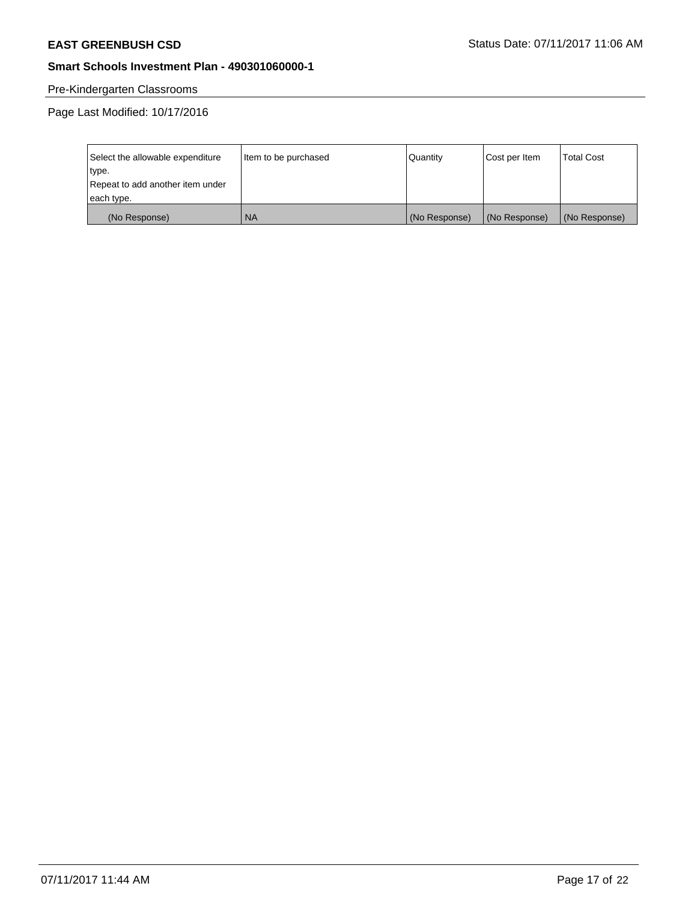Pre-Kindergarten Classrooms

Page Last Modified: 10/17/2016

| Select the allowable expenditure type. Repeat to add another item under each type. | Item to be purchased | Quantity | Cost per Item | Total Cost |
|---|---|---|---|---|
| (No Response) | NA | (No Response) | (No Response) | (No Response) |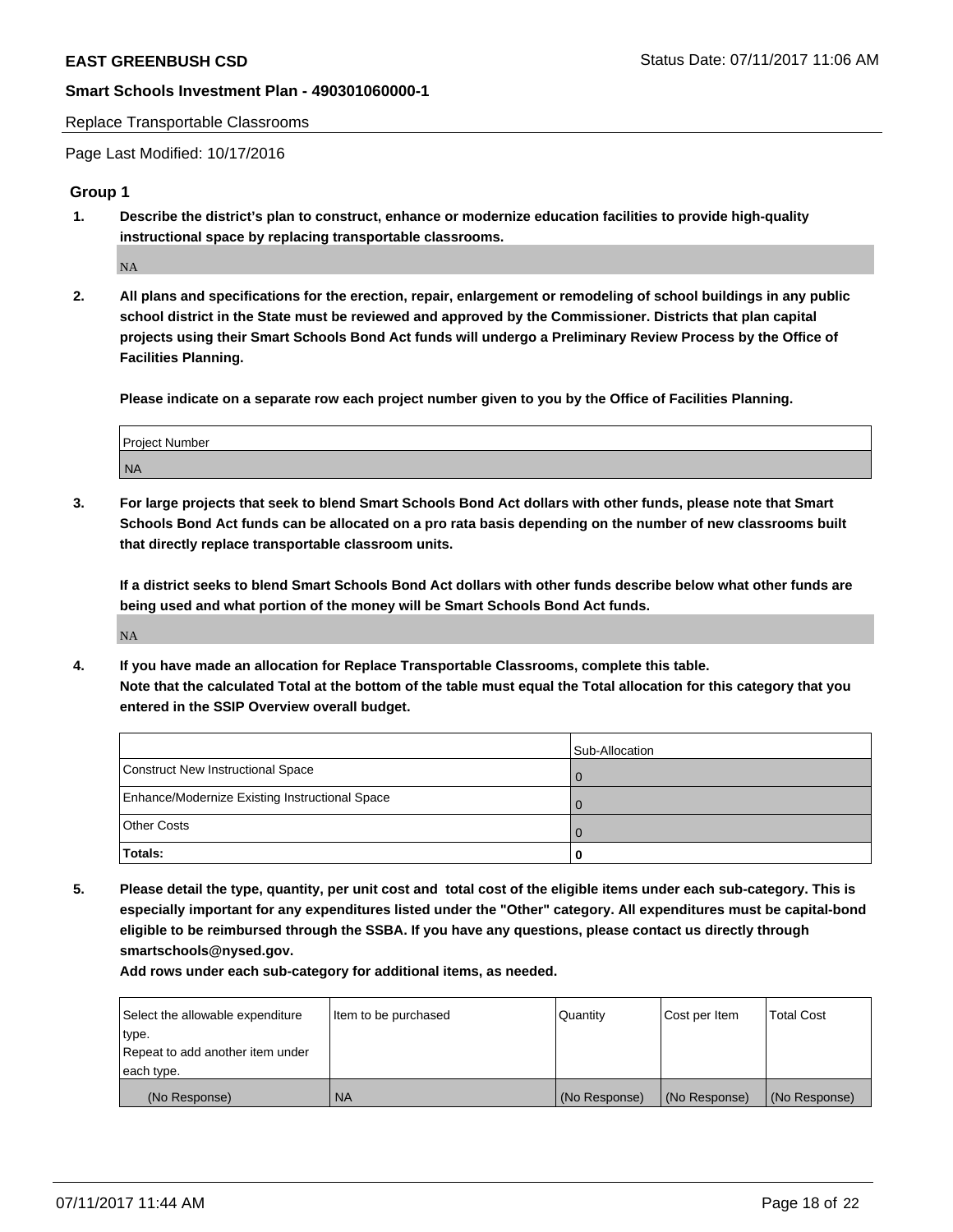Replace Transportable Classrooms

Page Last Modified: 10/17/2016

## Group 1

1. **Describe the district's plan to construct, enhance or modernize education facilities to provide high-quality instructional space by replacing transportable classrooms.**

   NA

2. **All plans and specifications for the erection, repair, enlargement or remodeling of school buildings in any public school district in the State must be reviewed and approved by the Commissioner. Districts that plan capital projects using their Smart Schools Bond Act funds will undergo a Preliminary Review Process by the Office of Facilities Planning.**

   **Please indicate on a separate row each project number given to you by the Office of Facilities Planning.**

| Project Number |
| --- |
| NA |

3. **For large projects that seek to blend Smart Schools Bond Act dollars with other funds, please note that Smart Schools Bond Act funds can be allocated on a pro rata basis depending on the number of new classrooms built that directly replace transportable classroom units.**

   **If a district seeks to blend Smart Schools Bond Act dollars with other funds describe below what other funds are being used and what portion of the money will be Smart Schools Bond Act funds.**

   NA

4. **If you have made an allocation for Replace Transportable Classrooms, complete this table.**
   **Note that the calculated Total at the bottom of the table must equal the Total allocation for this category that you entered in the SSIP Overview overall budget.**

| | Sub-Allocation |
| --- | --- |
| Construct New Instructional Space | 0 |
| Enhance/Modernize Existing Instructional Space | 0 |
| Other Costs | 0 |
| **Totals:** | **0** |

5. **Please detail the type, quantity, per unit cost and total cost of the eligible items under each sub-category. This is especially important for any expenditures listed under the "Other" category. All expenditures must be capital-bond eligible to be reimbursed through the SSBA. If you have any questions, please contact us directly through smartschools@nysed.gov.**

   **Add rows under each sub-category for additional items, as needed.**

| Select the allowable expenditure type. Repeat to add another item under each type. | Item to be purchased | Quantity | Cost per Item | Total Cost |
| --- | --- | --- | --- | --- |
| (No Response) | NA | (No Response) | (No Response) | (No Response) |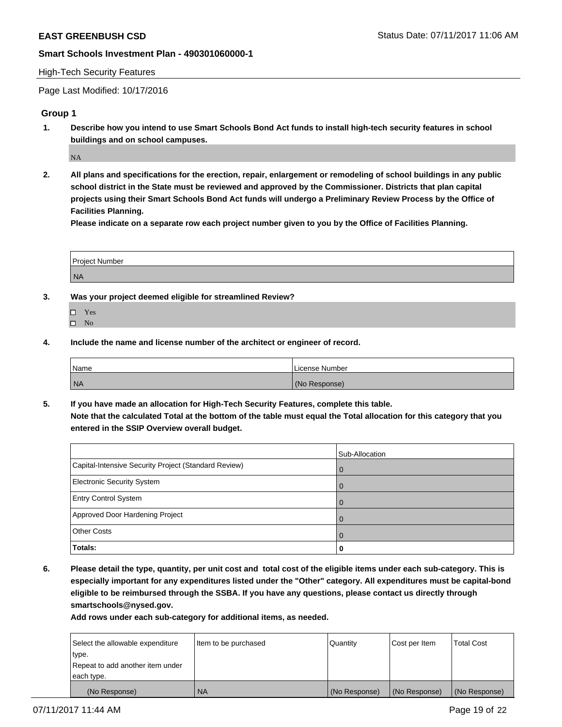High-Tech Security Features

Page Last Modified: 10/17/2016

## Group 1

**1. Describe how you intend to use Smart Schools Bond Act funds to install high-tech security features in school buildings and on school campuses.**

NA

**2. All plans and specifications for the erection, repair, enlargement or remodeling of school buildings in any public school district in the State must be reviewed and approved by the Commissioner. Districts that plan capital projects using their Smart Schools Bond Act funds will undergo a Preliminary Review Process by the Office of Facilities Planning.**

**Please indicate on a separate row each project number given to you by the Office of Facilities Planning.**

| Project Number |
|---|
| NA |

**3. Was your project deemed eligible for streamlined Review?**

- ☐ Yes
- ☐ No

**4. Include the name and license number of the architect or engineer of record.**

| Name | License Number |
|---|---|
| NA | (No Response) |

**5. If you have made an allocation for High-Tech Security Features, complete this table.**
**Note that the calculated Total at the bottom of the table must equal the Total allocation for this category that you entered in the SSIP Overview overall budget.**

| | Sub-Allocation |
|---|---|
| Capital-Intensive Security Project (Standard Review) | 0 |
| Electronic Security System | 0 |
| Entry Control System | 0 |
| Approved Door Hardening Project | 0 |
| Other Costs | 0 |
| **Totals:** | **0** |

**6. Please detail the type, quantity, per unit cost and total cost of the eligible items under each sub-category. This is especially important for any expenditures listed under the "Other" category. All expenditures must be capital-bond eligible to be reimbursed through the SSBA. If you have any questions, please contact us directly through smartschools@nysed.gov.**

**Add rows under each sub-category for additional items, as needed.**

| Select the allowable expenditure type. Repeat to add another item under each type. | Item to be purchased | Quantity | Cost per Item | Total Cost |
|---|---|---|---|---|
| (No Response) | NA | (No Response) | (No Response) | (No Response) |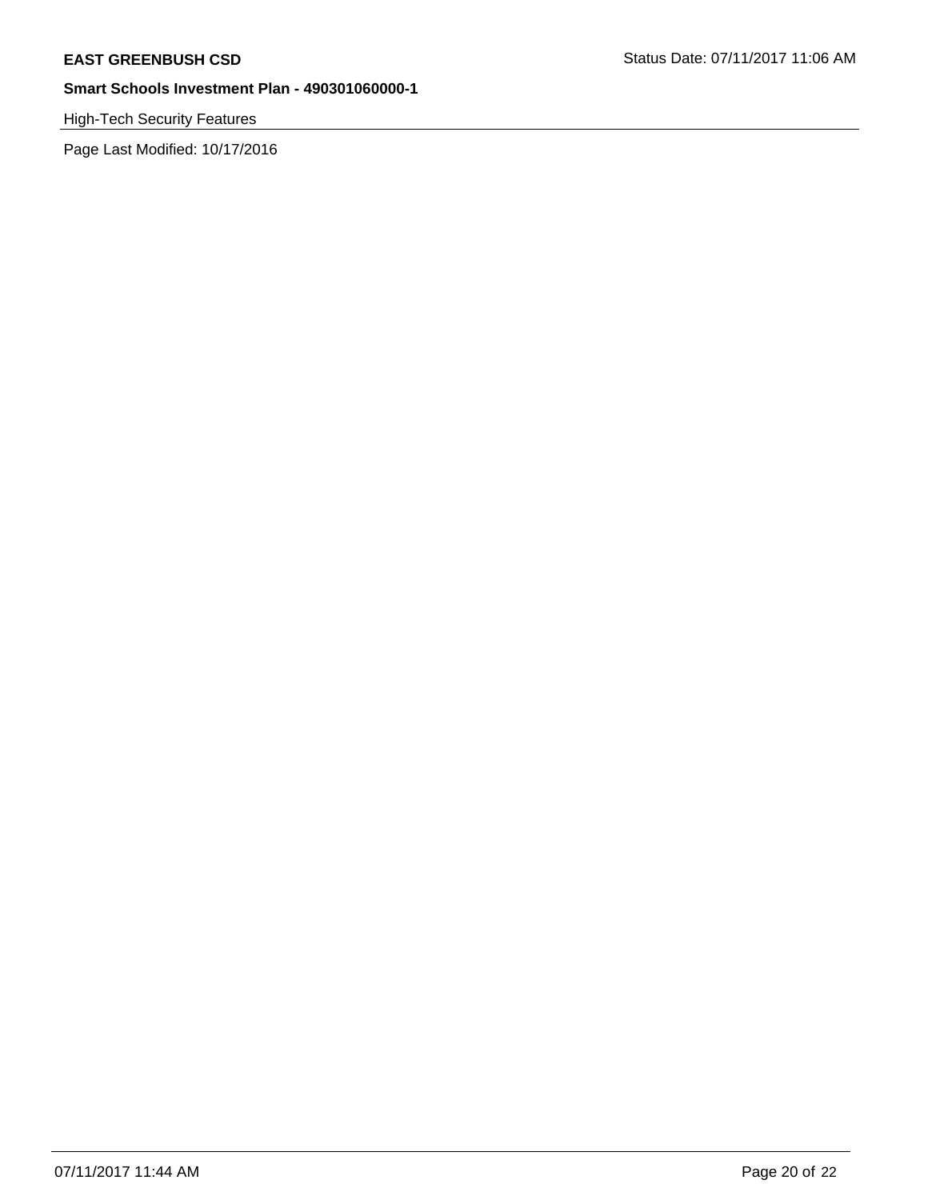High-Tech Security Features

Page Last Modified: 10/17/2016